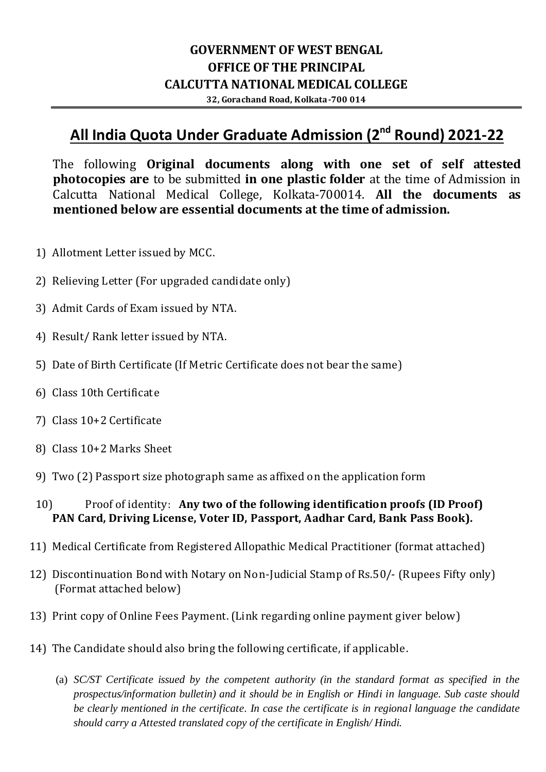**GOVERNMENT OF WEST BENGAL**
**OFFICE OF THE PRINCIPAL**
**CALCUTTA NATIONAL MEDICAL COLLEGE**
**32, Gorachand Road, Kolkata-700 014**

# All India Quota Under Graduate Admission (2nd Round) 2021-22

The following **Original documents along with one set of self attested photocopies are** to be submitted **in one plastic folder** at the time of Admission in Calcutta National Medical College, Kolkata-700014. **All the documents as mentioned below are essential documents at the time of admission.**

1) Allotment Letter issued by MCC.
2) Relieving Letter (For upgraded candidate only)
3) Admit Cards of Exam issued by NTA.
4) Result/ Rank letter issued by NTA.
5) Date of Birth Certificate (If Metric Certificate does not bear the same)
6) Class 10th Certificate
7) Class 10+2 Certificate
8) Class 10+2 Marks Sheet
9) Two (2) Passport size photograph same as affixed on the application form
10) Proof of identity: **Any two of the following identification proofs (ID Proof) PAN Card, Driving License, Voter ID, Passport, Aadhar Card, Bank Pass Book).**
11) Medical Certificate from Registered Allopathic Medical Practitioner (format attached)
12) Discontinuation Bond with Notary on Non-Judicial Stamp of Rs.50/- (Rupees Fifty only) (Format attached below)
13) Print copy of Online Fees Payment. (Link regarding online payment giver below)
14) The Candidate should also bring the following certificate, if applicable.

    (a) *SC/ST Certificate issued by the competent authority (in the standard format as specified in the prospectus/information bulletin) and it should be in English or Hindi in language. Sub caste should be clearly mentioned in the certificate. In case the certificate is in regional language the candidate should carry a Attested translated copy of the certificate in English/ Hindi.*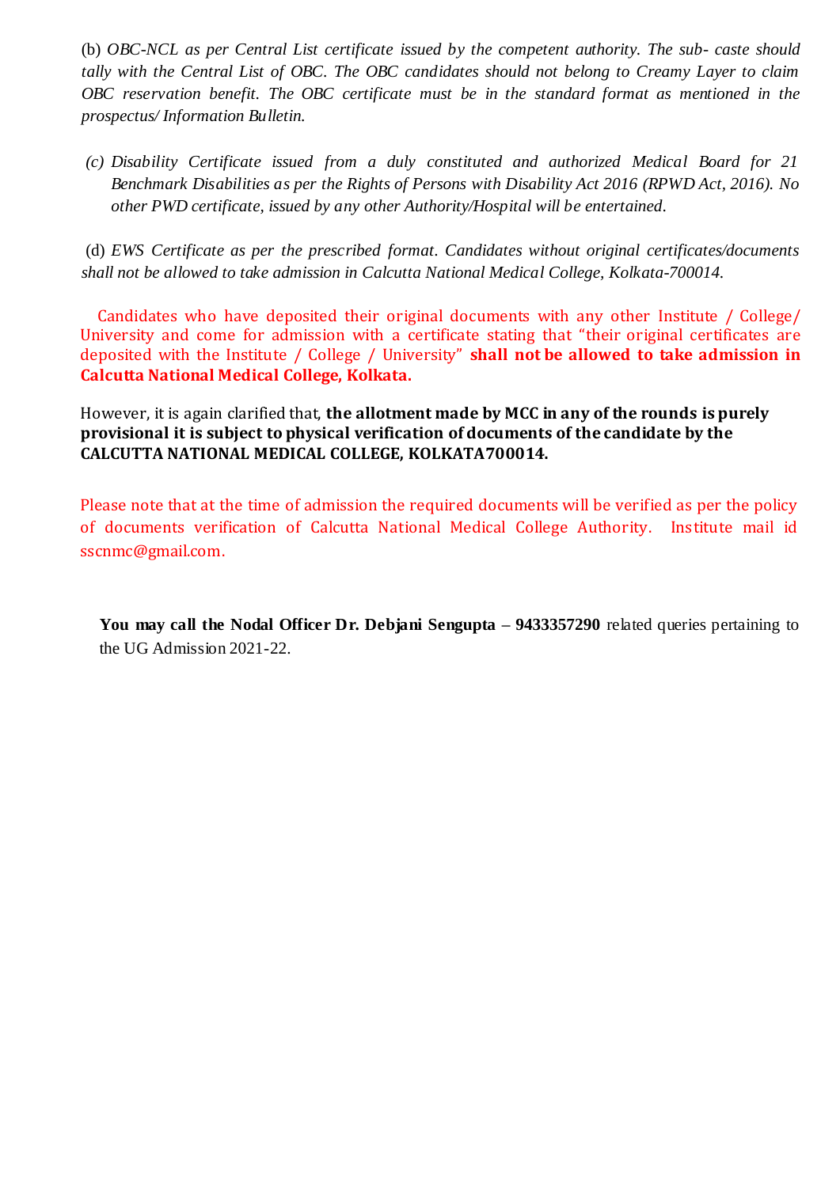(b) *OBC-NCL as per Central List certificate issued by the competent authority. The sub- caste should tally with the Central List of OBC. The OBC candidates should not belong to Creamy Layer to claim OBC reservation benefit. The OBC certificate must be in the standard format as mentioned in the prospectus/ Information Bulletin.*

*(c) Disability Certificate issued from a duly constituted and authorized Medical Board for 21 Benchmark Disabilities as per the Rights of Persons with Disability Act 2016 (RPWD Act, 2016). No other PWD certificate, issued by any other Authority/Hospital will be entertained.*

(d) *EWS Certificate as per the prescribed format. Candidates without original certificates/documents shall not be allowed to take admission in Calcutta National Medical College, Kolkata-700014.*

Candidates who have deposited their original documents with any other Institute / College/ University and come for admission with a certificate stating that "their original certificates are deposited with the Institute / College / University" **shall not be allowed to take admission in Calcutta National Medical College, Kolkata.**

However, it is again clarified that, **the allotment made by MCC in any of the rounds is purely provisional it is subject to physical verification of documents of the candidate by the CALCUTTA NATIONAL MEDICAL COLLEGE, KOLKATA700014.**

Please note that at the time of admission the required documents will be verified as per the policy of documents verification of Calcutta National Medical College Authority. Institute mail id sscnmc@gmail.com.

**You may call the Nodal Officer Dr. Debjani Sengupta – 9433357290** related queries pertaining to the UG Admission 2021-22.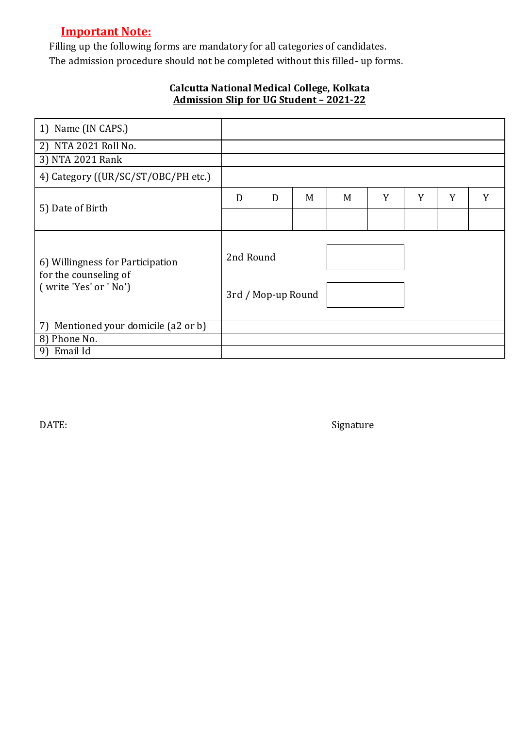**Important Note:**

Filling up the following forms are mandatory for all categories of candidates.
The admission procedure should not be completed without this filled- up forms.

**Calcutta National Medical College, Kolkata**
**Admission Slip for UG Student – 2021-22**

| 1) Name (IN CAPS.) | | | | | | | | |
|---|---|---|---|---|---|---|---|---|
| 2) NTA 2021 Roll No. | | | | | | | | |
| 3) NTA 2021 Rank | | | | | | | | |
| 4) Category ((UR/SC/ST/OBC/PH etc.) | | | | | | | | |
| 5) Date of Birth | D | D | M | M | Y | Y | Y | Y |
| | | | | | | | | |
| 6) Willingness for Participation for the counseling of ( write 'Yes' or ' No') | 2nd Round | | | | | | | |
| | 3rd / Mop-up Round | | | | | | | |
| 7) Mentioned your domicile (a2 or b) | | | | | | | | |
| 8) Phone No. | | | | | | | | |
| 9) Email Id | | | | | | | | |

DATE: Signature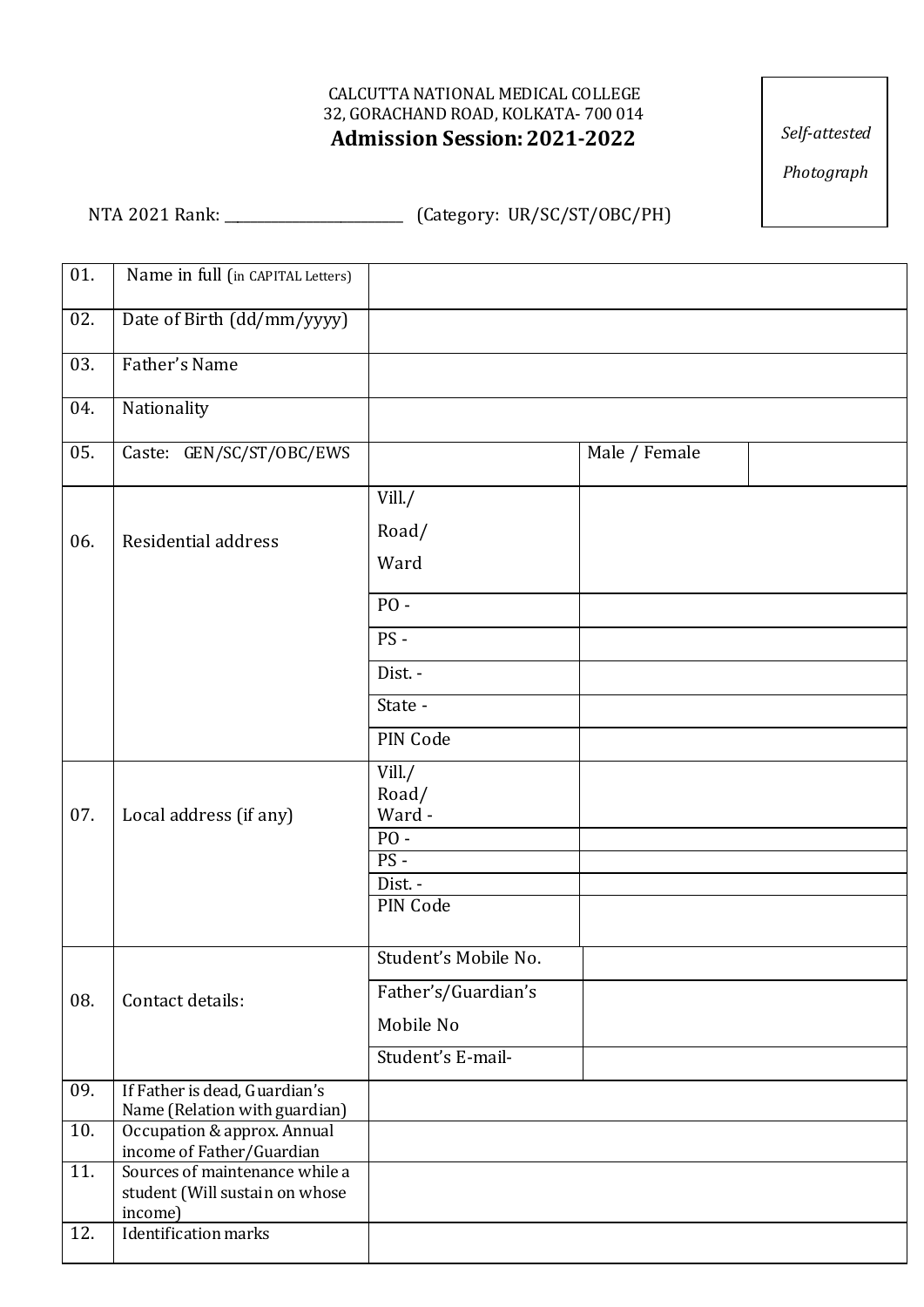CALCUTTA NATIONAL MEDICAL COLLEGE
32, GORACHAND ROAD, KOLKATA- 700 014

**Admission Session: 2021-2022**

*Self-attested Photograph*

NTA 2021 Rank: ________________________ (Category: UR/SC/ST/OBC/PH)

| | | | | |
|---|---|---|---|---|
| 01. | Name in full (in CAPITAL Letters) | | | |
| 02. | Date of Birth (dd/mm/yyyy) | | | |
| 03. | Father's Name | | | |
| 04. | Nationality | | | |
| 05. | Caste: GEN/SC/ST/OBC/EWS | | Male / Female | |
| 06. | Residential address | Vill./ Road/ Ward | | |
| | | PO - | | |
| | | PS - | | |
| | | Dist. - | | |
| | | State - | | |
| | | PIN Code | | |
| 07. | Local address (if any) | Vill./ Road/ Ward - | | |
| | | PO - | | |
| | | PS - | | |
| | | Dist. - | | |
| | | PIN Code | | |
| 08. | Contact details: | Student's Mobile No. | | |
| | | Father's/Guardian's Mobile No | | |
| | | Student's E-mail- | | |
| 09. | If Father is dead, Guardian's Name (Relation with guardian) | | | |
| 10. | Occupation & approx. Annual income of Father/Guardian | | | |
| 11. | Sources of maintenance while a student (Will sustain on whose income) | | | |
| 12. | Identification marks | | | |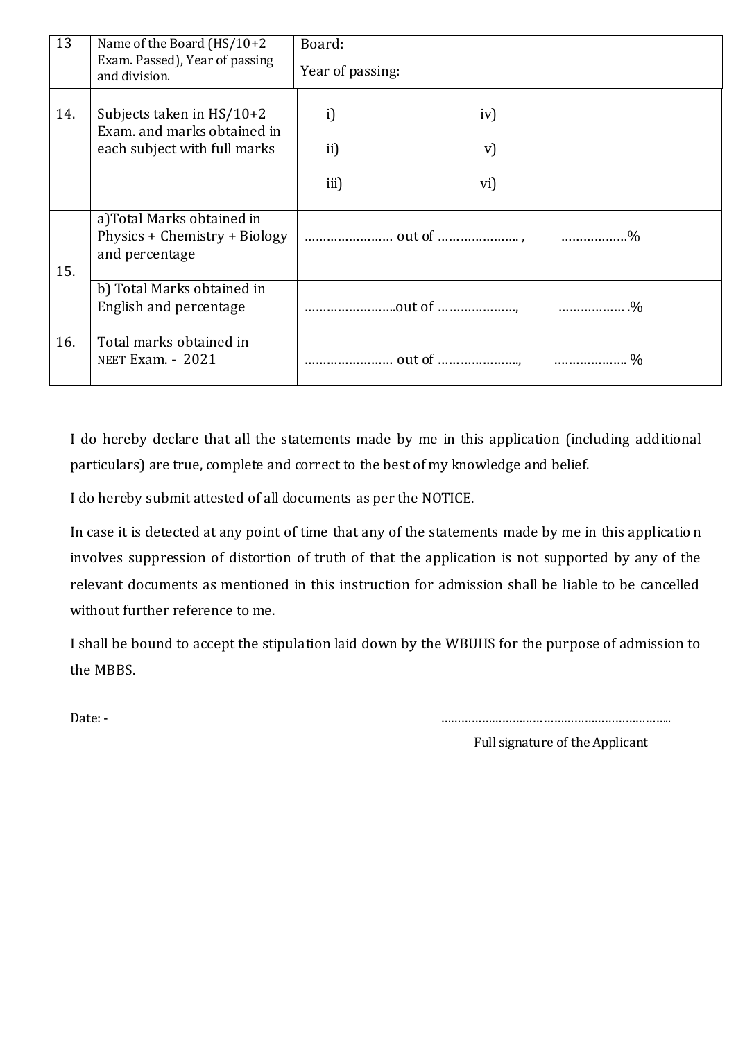| 13 | Name of the Board (HS/10+2 Exam. Passed), Year of passing and division. | Board:<br>Year of passing: | |
|---|---|---|---|
| 14. | Subjects taken in HS/10+2 Exam. and marks obtained in each subject with full marks | i)<br>ii)<br>iii) | iv)<br>v)<br>vi) |
| 15. | a)Total Marks obtained in Physics + Chemistry + Biology and percentage | …………………… out of ………………….. , ……………..% | |
| | b) Total Marks obtained in English and percentage | ……………………..out of ……………….., ……………… .% | |
| 16. | Total marks obtained in NEET Exam. - 2021 | …………………… out of …………………., ………………. % | |

I do hereby declare that all the statements made by me in this application (including additional particulars) are true, complete and correct to the best of my knowledge and belief.

I do hereby submit attested of all documents as per the NOTICE.

In case it is detected at any point of time that any of the statements made by me in this application involves suppression of distortion of truth of that the application is not supported by any of the relevant documents as mentioned in this instruction for admission shall be liable to be cancelled without further reference to me.

I shall be bound to accept the stipulation laid down by the WBUHS for the purpose of admission to the MBBS.

Date: -

……………………………………………………………..

Full signature of the Applicant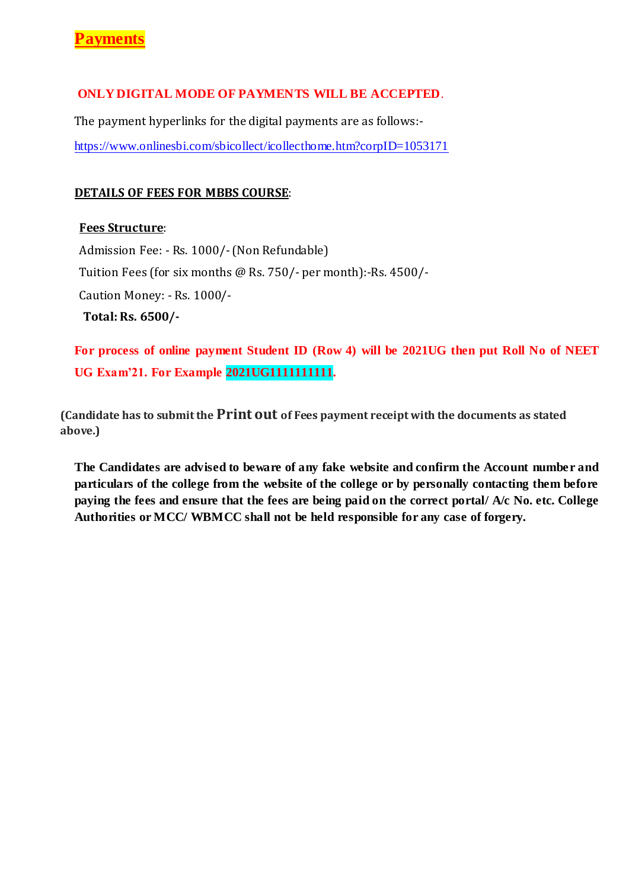# Payments

**ONLY DIGITAL MODE OF PAYMENTS WILL BE ACCEPTED**.

The payment hyperlinks for the digital payments are as follows:-

https://www.onlinesbi.com/sbicollect/icollecthome.htm?corpID=1053171

**DETAILS OF FEES FOR MBBS COURSE**:

**Fees Structure**:

Admission Fee: - Rs. 1000/- (Non Refundable)

Tuition Fees (for six months @ Rs. 750/- per month):-Rs. 4500/-

Caution Money: - Rs. 1000/-

**Total: Rs. 6500/-**

**For process of online payment Student ID (Row 4) will be 2021UG then put Roll No of NEET UG Exam'21. For Example 2021UG1111111111.**

**(Candidate has to submit the Print out of Fees payment receipt with the documents as stated above.)**

**The Candidates are advised to beware of any fake website and confirm the Account number and particulars of the college from the website of the college or by personally contacting them before paying the fees and ensure that the fees are being paid on the correct portal/ A/c No. etc. College Authorities or MCC/ WBMCC shall not be held responsible for any case of forgery.**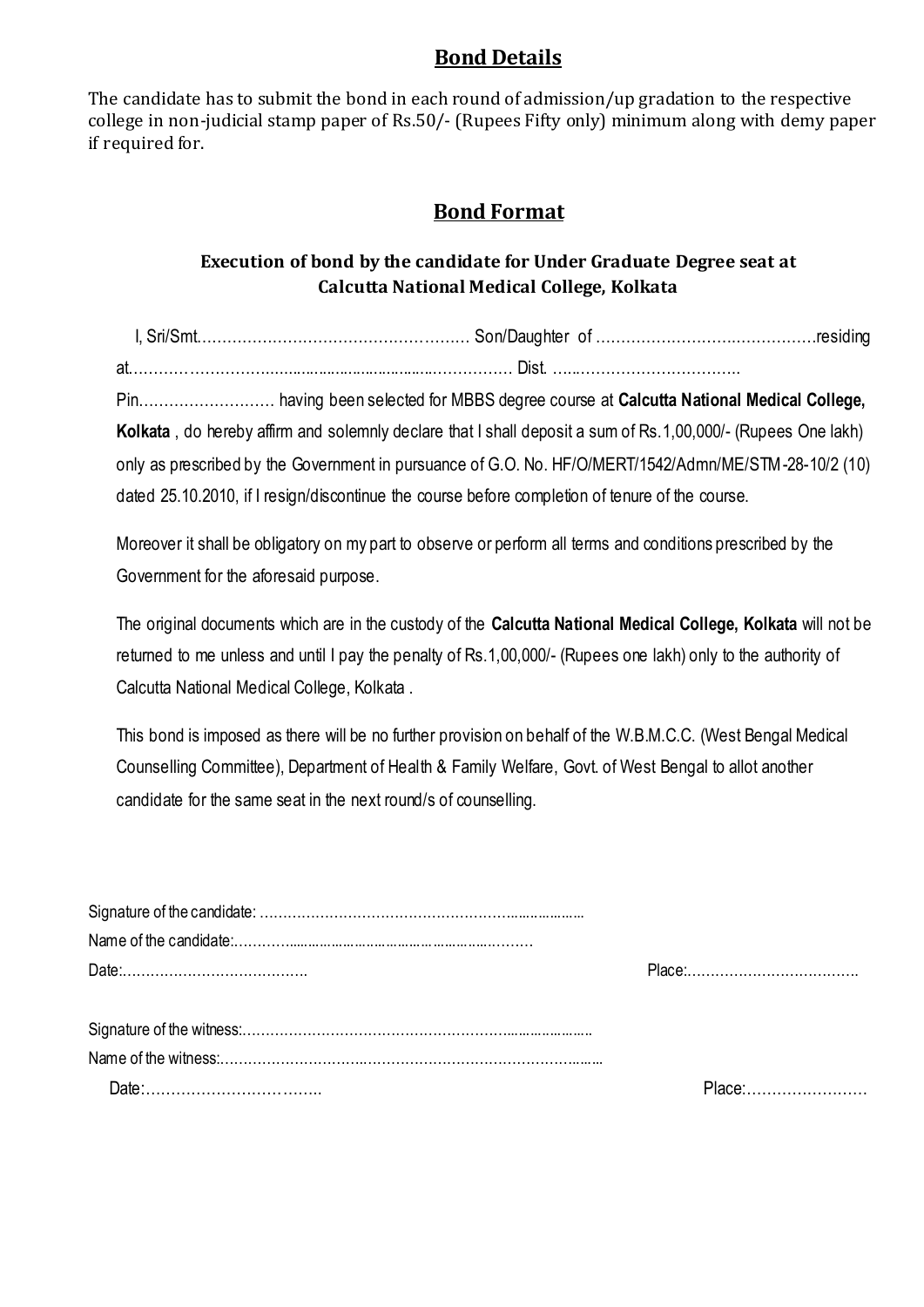## Bond Details

The candidate has to submit the bond in each round of admission/up gradation to the respective college in non-judicial stamp paper of Rs.50/- (Rupees Fifty only) minimum along with demy paper if required for.

## Bond Format

### Execution of bond by the candidate for Under Graduate Degree seat at Calcutta National Medical College, Kolkata

I, Sri/Smt……………………………………………… Son/Daughter of ……………………………………residing at………………………………………………………………… Dist. ……………………………… Pin……………………… having been selected for MBBS degree course at **Calcutta National Medical College, Kolkata** , do hereby affirm and solemnly declare that I shall deposit a sum of Rs.1,00,000/- (Rupees One lakh) only as prescribed by the Government in pursuance of G.O. No. HF/O/MERT/1542/Admn/ME/STM-28-10/2 (10) dated 25.10.2010, if I resign/discontinue the course before completion of tenure of the course.

Moreover it shall be obligatory on my part to observe or perform all terms and conditions prescribed by the Government for the aforesaid purpose.

The original documents which are in the custody of the **Calcutta National Medical College, Kolkata** will not be returned to me unless and until I pay the penalty of Rs.1,00,000/- (Rupees one lakh) only to the authority of Calcutta National Medical College, Kolkata .

This bond is imposed as there will be no further provision on behalf of the W.B.M.C.C. (West Bengal Medical Counselling Committee), Department of Health & Family Welfare, Govt. of West Bengal to allot another candidate for the same seat in the next round/s of counselling.

Signature of the candidate: ………………………………………………………………

Name of the candidate:………………………………………………………………

Date:………………………………… Place:………………………………

Signature of the witness:………………………………………………………………

Name of the witness:……………………………………………………………………

Date:…………………………… Place:……………………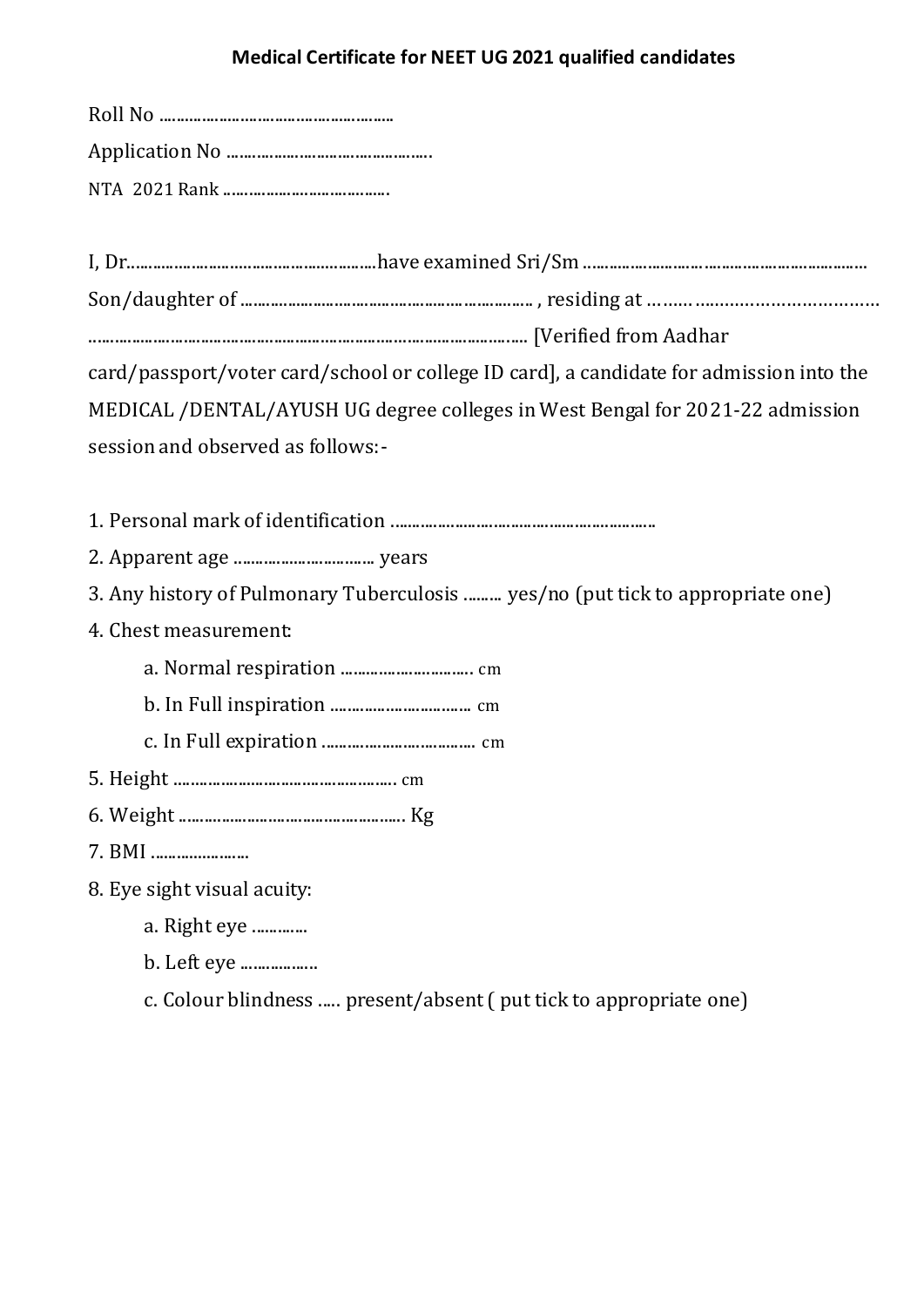## Medical Certificate for NEET UG 2021 qualified candidates

Roll No ………………………………………………

Application No …………………………………………

NTA 2021 Rank ……………………………….

I, Dr……………………………………………………have examined Sri/Sm …………………………………………………………… Son/daughter of ………………………………………………………… , residing at ……. ……………………………… ……………………………………………………………………………………… [Verified from Aadhar card/passport/voter card/school or college ID card], a candidate for admission into the MEDICAL /DENTAL/AYUSH UG degree colleges in West Bengal for 2021-22 admission session and observed as follows:-

1. Personal mark of identification ………………………………………………………
2. Apparent age …………………………. years
3. Any history of Pulmonary Tuberculosis ……… yes/no (put tick to appropriate one)
4. Chest measurement:
   a. Normal respiration …………………………. cm
   b. In Full inspiration …………………………… cm
   c. In Full expiration ……………………………… cm
5. Height ……………………………………………. cm
6. Weight ……………………………………………. Kg
7. BMI …………………
8. Eye sight visual acuity:
   a. Right eye ………….
   b. Left eye ………………
   c. Colour blindness ….. present/absent ( put tick to appropriate one)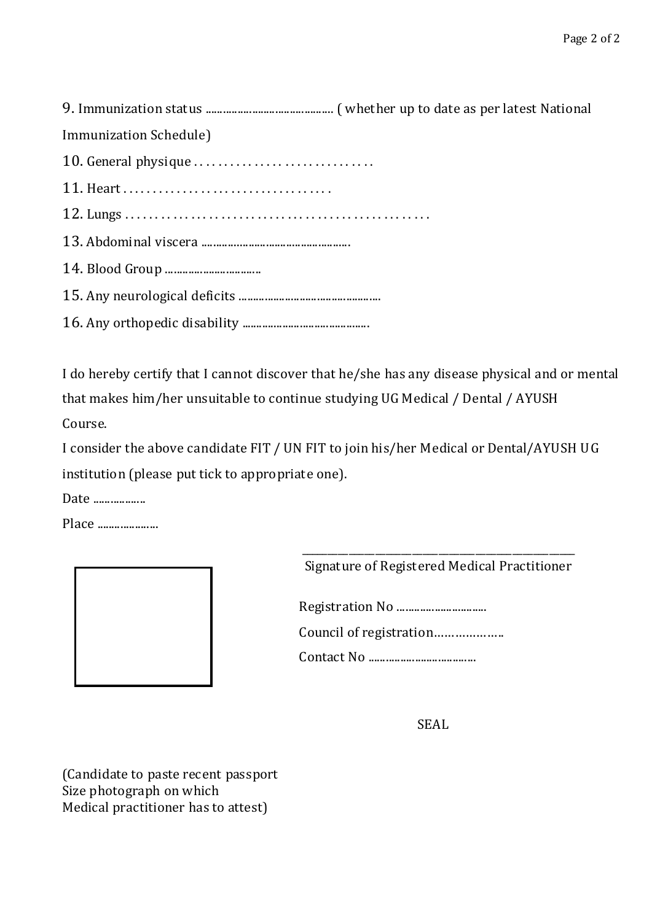9. Immunization status ............................................ ( whether up to date as per latest National Immunization Schedule)

10. General physique . . . . . . . . . . . . . . . . . . . . . . . . . . . . .

11. Heart . . . . . . . . . . . . . . . . . . . . . . . . . . . . . . . . . .

12. Lungs . . . . . . . . . . . . . . . . . . . . . . . . . . . . . . . . . . . . . . . . . . . . . . . .

13. Abdominal viscera ...................................................

14. Blood Group ................................

15. Any neurological deficits .................................................

16. Any orthopedic disability ...........................................

I do hereby certify that I cannot discover that he/she has any disease physical and or mental that makes him/her unsuitable to continue studying UG Medical / Dental / AYUSH Course.

I consider the above candidate FIT / UN FIT to join his/her Medical or Dental/AYUSH UG institution (please put tick to appropriate one).

Date ..................

Place .....................

\_\_\_\_\_\_\_\_\_\_\_\_\_\_\_\_\_\_\_\_\_\_\_\_\_\_\_\_\_\_\_\_\_\_\_\_\_\_\_\_

Signature of Registered Medical Practitioner

Registration No ...............................

Council of registration………………..

Contact No ....................................

SEAL

(Candidate to paste recent passport Size photograph on which Medical practitioner has to attest)